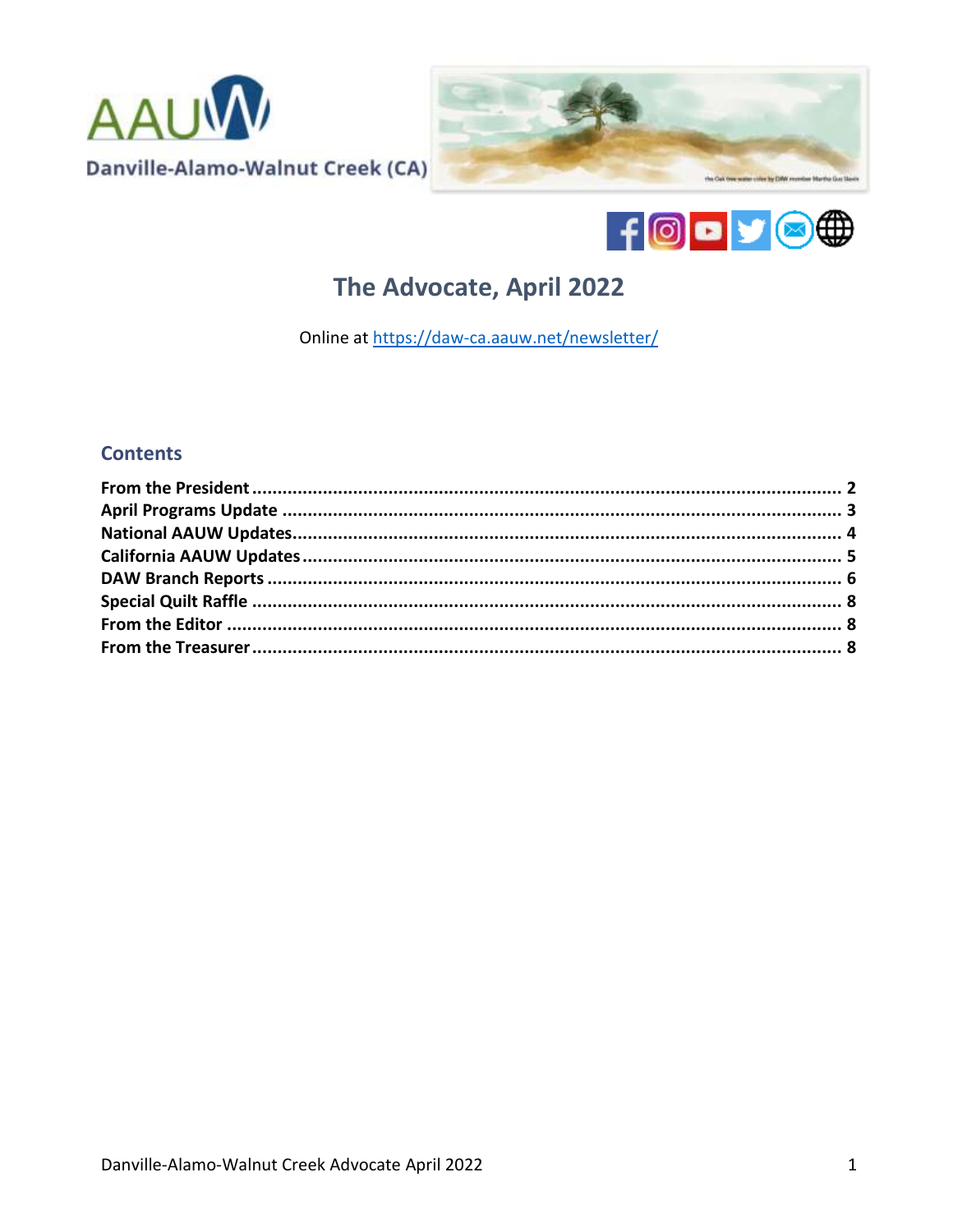AAUW

Danville-Alamo-Walnut Creek (CA)

# The Advocate, April 2022

Online at https://daw-ca.aauw.net/newsletter/

## Contents

**From the President** .......... 2
**April Programs Update** .......... 3
**National AAUW Updates** .......... 4
**California AAUW Updates** .......... 5
**DAW Branch Reports** .......... 6
**Special Quilt Raffle** .......... 8
**From the Editor** .......... 8
**From the Treasurer** .......... 8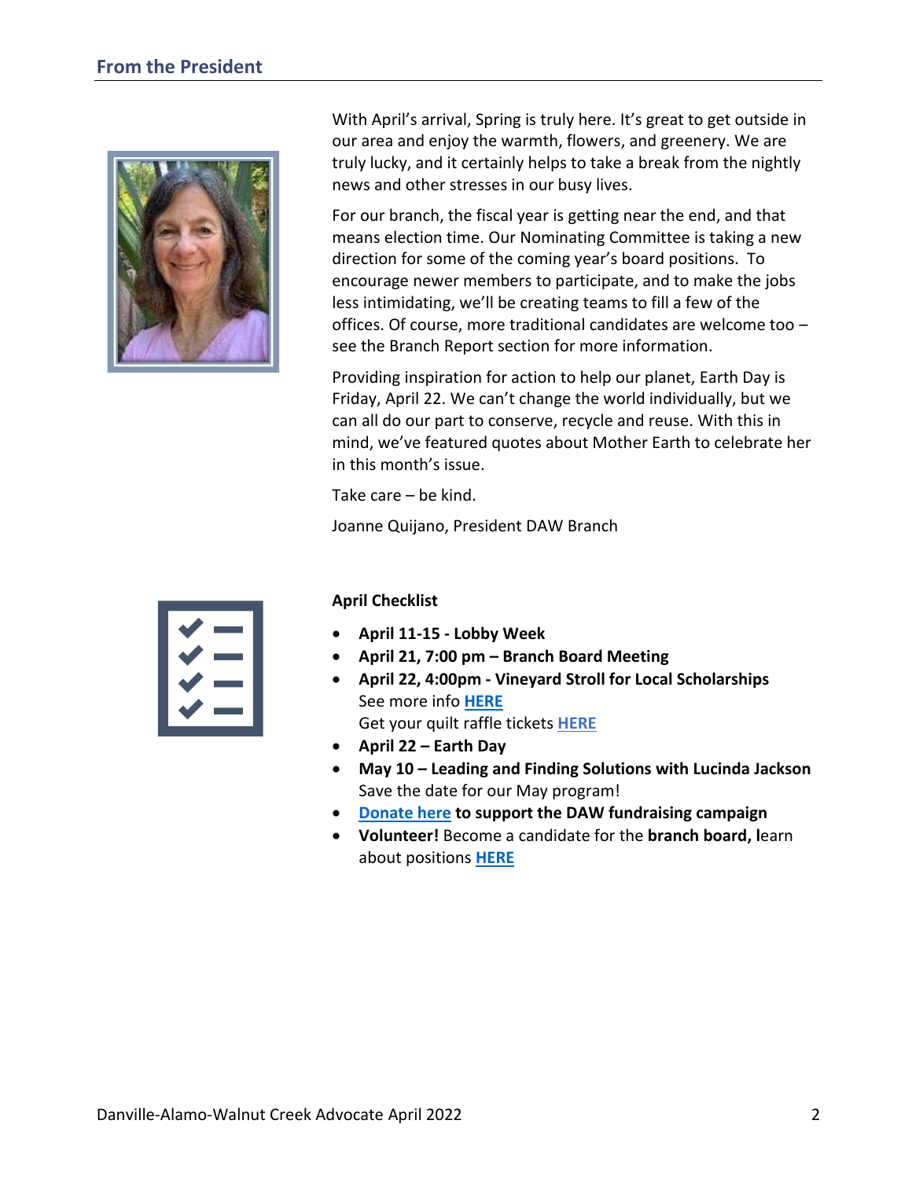## From the President

With April's arrival, Spring is truly here. It's great to get outside in our area and enjoy the warmth, flowers, and greenery. We are truly lucky, and it certainly helps to take a break from the nightly news and other stresses in our busy lives.

For our branch, the fiscal year is getting near the end, and that means election time. Our Nominating Committee is taking a new direction for some of the coming year's board positions. To encourage newer members to participate, and to make the jobs less intimidating, we'll be creating teams to fill a few of the offices. Of course, more traditional candidates are welcome too – see the Branch Report section for more information.

Providing inspiration for action to help our planet, Earth Day is Friday, April 22. We can't change the world individually, but we can all do our part to conserve, recycle and reuse. With this in mind, we've featured quotes about Mother Earth to celebrate her in this month's issue.

Take care – be kind.

Joanne Quijano, President DAW Branch

**April Checklist**

- **April 11-15 - Lobby Week**
- **April 21, 7:00 pm – Branch Board Meeting**
- **April 22, 4:00pm - Vineyard Stroll for Local Scholarships**
  See more info **HERE**
  Get your quilt raffle tickets **HERE**
- **April 22 – Earth Day**
- **May 10 – Leading and Finding Solutions with Lucinda Jackson**
  Save the date for our May program!
- **Donate here to support the DAW fundraising campaign**
- **Volunteer!** Become a candidate for the **branch board, l**earn about positions **HERE**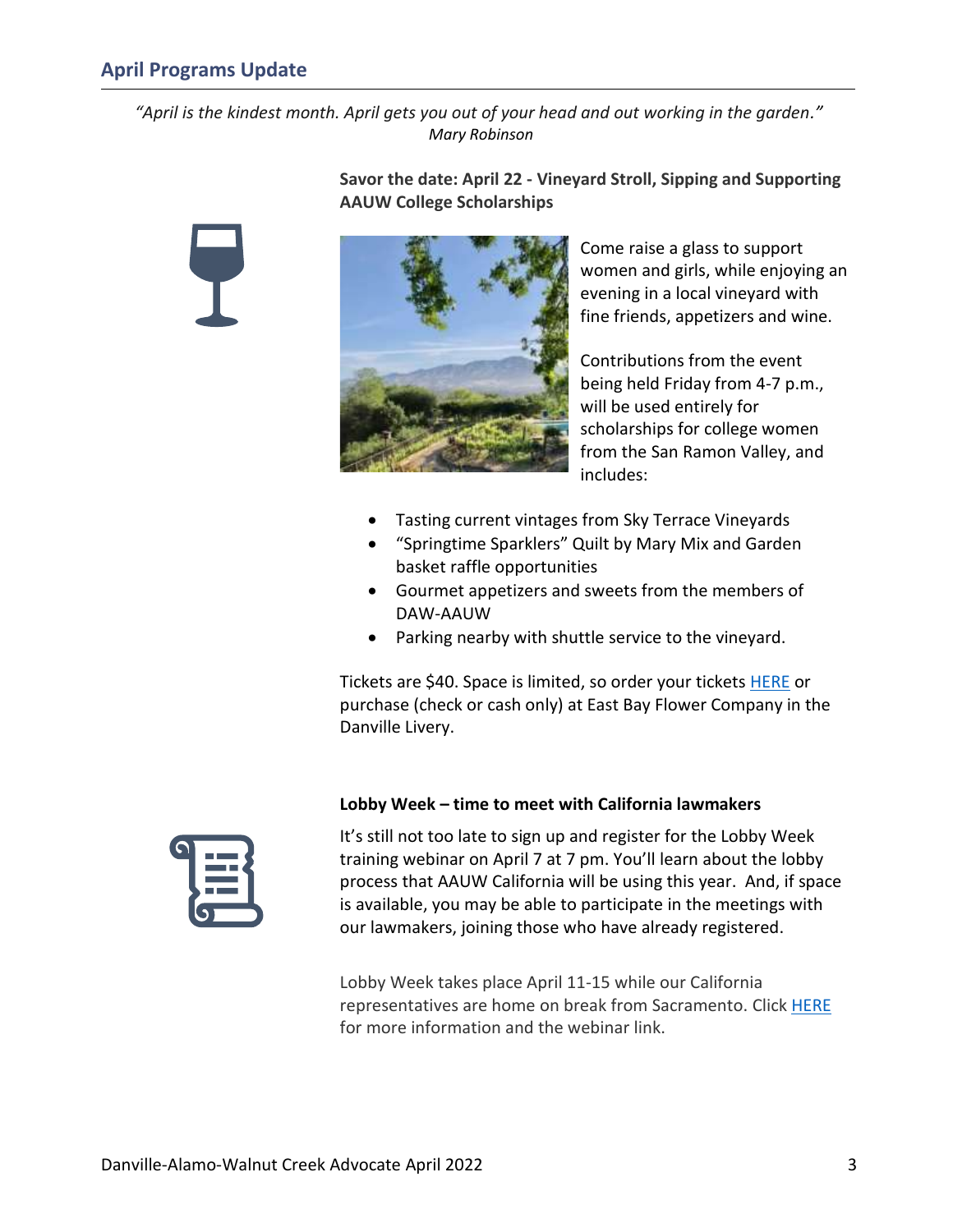## April Programs Update

*"April is the kindest month. April gets you out of your head and out working in the garden."*
*Mary Robinson*

**Savor the date: April 22 - Vineyard Stroll, Sipping and Supporting AAUW College Scholarships**

Come raise a glass to support women and girls, while enjoying an evening in a local vineyard with fine friends, appetizers and wine.

Contributions from the event being held Friday from 4-7 p.m., will be used entirely for scholarships for college women from the San Ramon Valley, and includes:

- Tasting current vintages from Sky Terrace Vineyards
- "Springtime Sparklers" Quilt by Mary Mix and Garden basket raffle opportunities
- Gourmet appetizers and sweets from the members of DAW-AAUW
- Parking nearby with shuttle service to the vineyard.

Tickets are $40. Space is limited, so order your tickets HERE or purchase (check or cash only) at East Bay Flower Company in the Danville Livery.

**Lobby Week – time to meet with California lawmakers**

It's still not too late to sign up and register for the Lobby Week training webinar on April 7 at 7 pm. You'll learn about the lobby process that AAUW California will be using this year. And, if space is available, you may be able to participate in the meetings with our lawmakers, joining those who have already registered.

Lobby Week takes place April 11-15 while our California representatives are home on break from Sacramento. Click HERE for more information and the webinar link.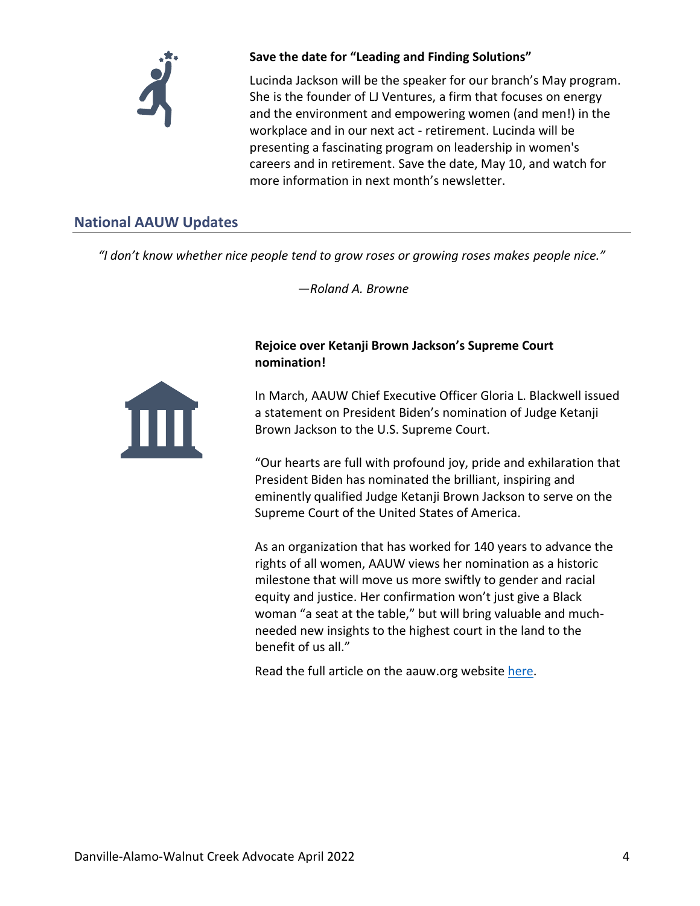**Save the date for "Leading and Finding Solutions"**

Lucinda Jackson will be the speaker for our branch's May program. She is the founder of LJ Ventures, a firm that focuses on energy and the environment and empowering women (and men!) in the workplace and in our next act - retirement. Lucinda will be presenting a fascinating program on leadership in women's careers and in retirement. Save the date, May 10, and watch for more information in next month's newsletter.

## National AAUW Updates

*"I don't know whether nice people tend to grow roses or growing roses makes people nice."*

*—Roland A. Browne*

**Rejoice over Ketanji Brown Jackson's Supreme Court nomination!**

In March, AAUW Chief Executive Officer Gloria L. Blackwell issued a statement on President Biden's nomination of Judge Ketanji Brown Jackson to the U.S. Supreme Court.

"Our hearts are full with profound joy, pride and exhilaration that President Biden has nominated the brilliant, inspiring and eminently qualified Judge Ketanji Brown Jackson to serve on the Supreme Court of the United States of America.

As an organization that has worked for 140 years to advance the rights of all women, AAUW views her nomination as a historic milestone that will move us more swiftly to gender and racial equity and justice. Her confirmation won't just give a Black woman "a seat at the table," but will bring valuable and much-needed new insights to the highest court in the land to the benefit of us all."

Read the full article on the aauw.org website here.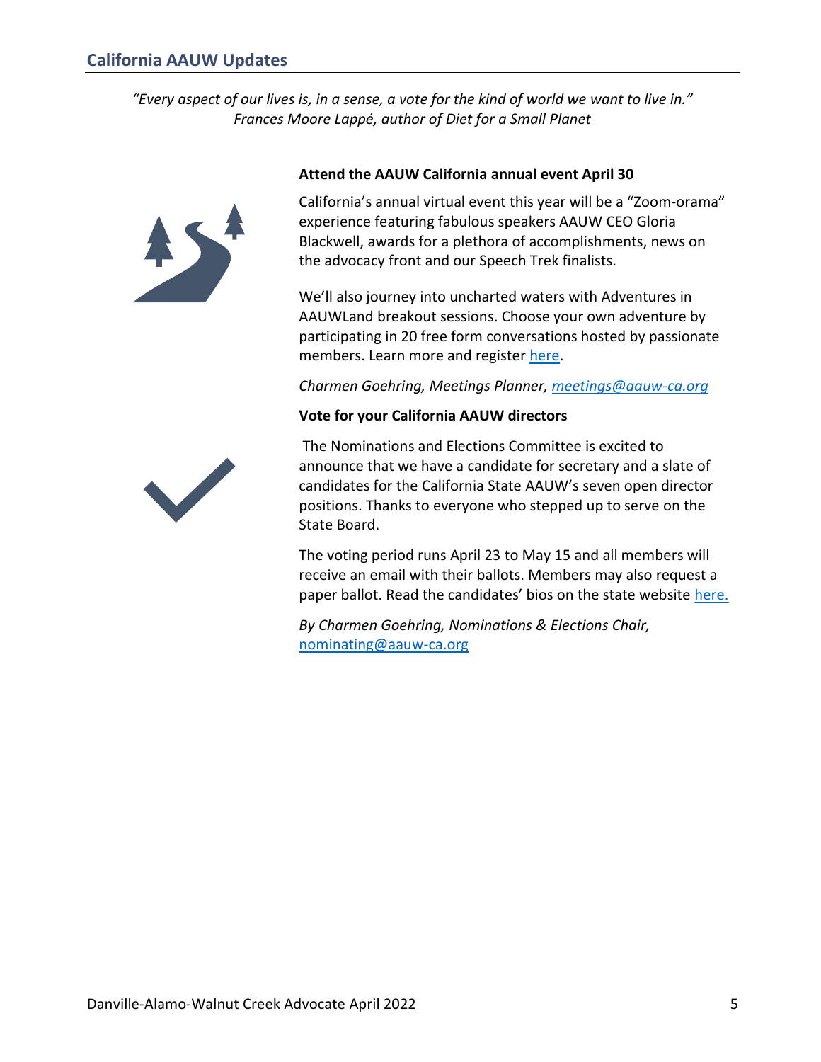## California AAUW Updates

*"Every aspect of our lives is, in a sense, a vote for the kind of world we want to live in."*
*Frances Moore Lappé, author of Diet for a Small Planet*

**Attend the AAUW California annual event April 30**

California's annual virtual event this year will be a "Zoom-orama" experience featuring fabulous speakers AAUW CEO Gloria Blackwell, awards for a plethora of accomplishments, news on the advocacy front and our Speech Trek finalists.

We'll also journey into uncharted waters with Adventures in AAUWLand breakout sessions. Choose your own adventure by participating in 20 free form conversations hosted by passionate members. Learn more and register here.

*Charmen Goehring, Meetings Planner, meetings@aauw-ca.org*

**Vote for your California AAUW directors**

The Nominations and Elections Committee is excited to announce that we have a candidate for secretary and a slate of candidates for the California State AAUW's seven open director positions. Thanks to everyone who stepped up to serve on the State Board.

The voting period runs April 23 to May 15 and all members will receive an email with their ballots. Members may also request a paper ballot. Read the candidates' bios on the state website here.

*By Charmen Goehring, Nominations & Elections Chair,* nominating@aauw-ca.org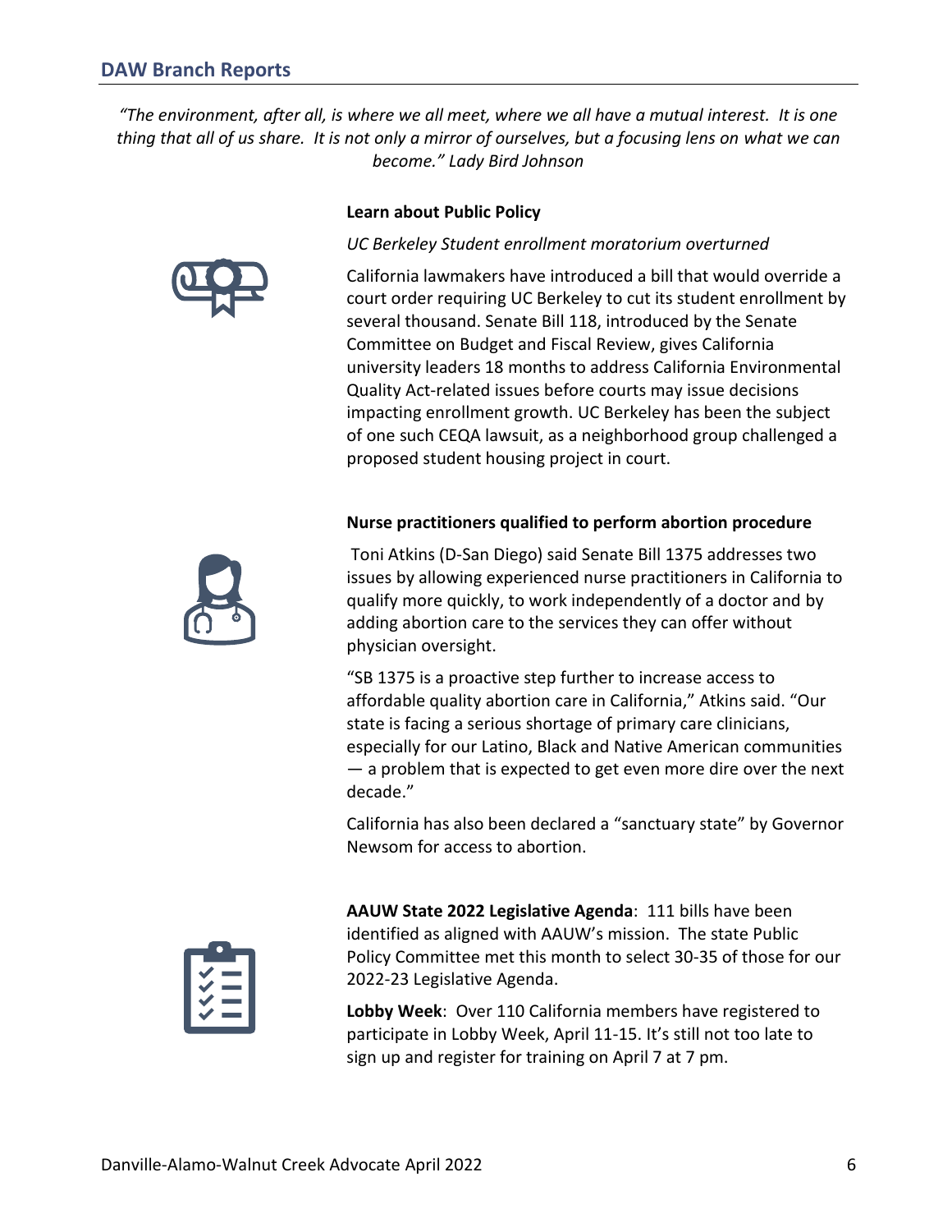## DAW Branch Reports

*"The environment, after all, is where we all meet, where we all have a mutual interest. It is one thing that all of us share. It is not only a mirror of ourselves, but a focusing lens on what we can become." Lady Bird Johnson*

### Learn about Public Policy

*UC Berkeley Student enrollment moratorium overturned*

California lawmakers have introduced a bill that would override a court order requiring UC Berkeley to cut its student enrollment by several thousand. Senate Bill 118, introduced by the Senate Committee on Budget and Fiscal Review, gives California university leaders 18 months to address California Environmental Quality Act-related issues before courts may issue decisions impacting enrollment growth. UC Berkeley has been the subject of one such CEQA lawsuit, as a neighborhood group challenged a proposed student housing project in court.

**Nurse practitioners qualified to perform abortion procedure**

Toni Atkins (D-San Diego) said Senate Bill 1375 addresses two issues by allowing experienced nurse practitioners in California to qualify more quickly, to work independently of a doctor and by adding abortion care to the services they can offer without physician oversight.

"SB 1375 is a proactive step further to increase access to affordable quality abortion care in California," Atkins said. "Our state is facing a serious shortage of primary care clinicians, especially for our Latino, Black and Native American communities — a problem that is expected to get even more dire over the next decade."

California has also been declared a "sanctuary state" by Governor Newsom for access to abortion.

**AAUW State 2022 Legislative Agenda**: 111 bills have been identified as aligned with AAUW's mission. The state Public Policy Committee met this month to select 30-35 of those for our 2022-23 Legislative Agenda.

**Lobby Week**: Over 110 California members have registered to participate in Lobby Week, April 11-15. It's still not too late to sign up and register for training on April 7 at 7 pm.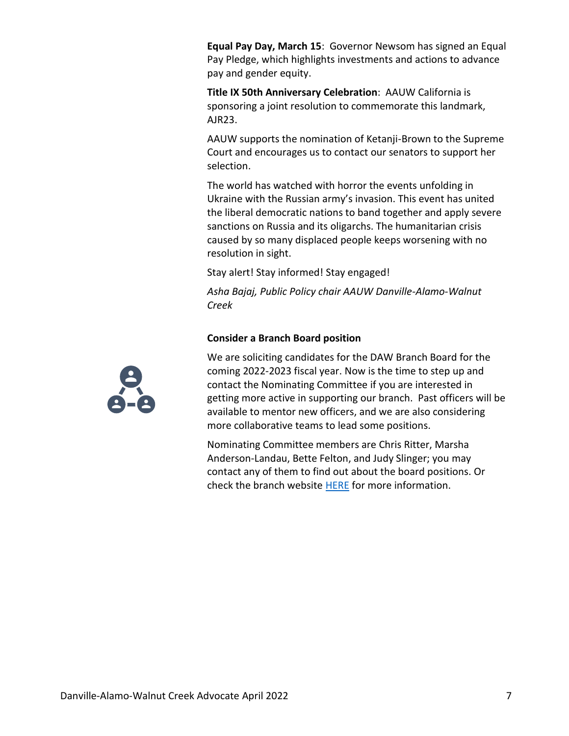**Equal Pay Day, March 15**: Governor Newsom has signed an Equal Pay Pledge, which highlights investments and actions to advance pay and gender equity.

**Title IX 50th Anniversary Celebration**: AAUW California is sponsoring a joint resolution to commemorate this landmark, AJR23.

AAUW supports the nomination of Ketanji-Brown to the Supreme Court and encourages us to contact our senators to support her selection.

The world has watched with horror the events unfolding in Ukraine with the Russian army's invasion. This event has united the liberal democratic nations to band together and apply severe sanctions on Russia and its oligarchs. The humanitarian crisis caused by so many displaced people keeps worsening with no resolution in sight.

Stay alert! Stay informed! Stay engaged!

*Asha Bajaj, Public Policy chair AAUW Danville-Alamo-Walnut Creek*

**Consider a Branch Board position**

We are soliciting candidates for the DAW Branch Board for the coming 2022-2023 fiscal year. Now is the time to step up and contact the Nominating Committee if you are interested in getting more active in supporting our branch. Past officers will be available to mentor new officers, and we are also considering more collaborative teams to lead some positions.

Nominating Committee members are Chris Ritter, Marsha Anderson-Landau, Bette Felton, and Judy Slinger; you may contact any of them to find out about the board positions. Or check the branch website HERE for more information.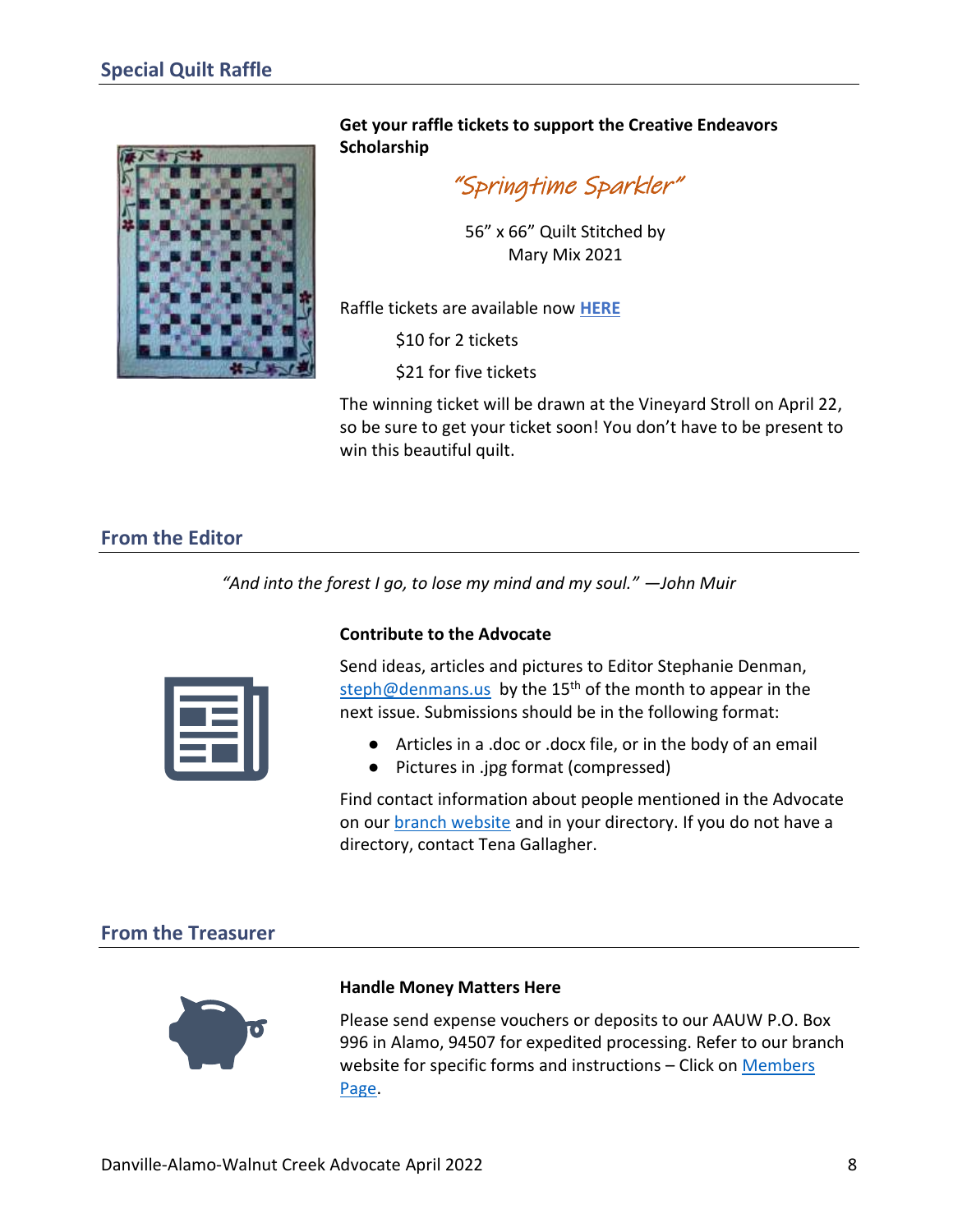## Special Quilt Raffle

**Get your raffle tickets to support the Creative Endeavors Scholarship**

*"Springtime Sparkler"*

56" x 66" Quilt Stitched by Mary Mix 2021

Raffle tickets are available now **HERE**

$10 for 2 tickets

$21 for five tickets

The winning ticket will be drawn at the Vineyard Stroll on April 22, so be sure to get your ticket soon! You don't have to be present to win this beautiful quilt.

## From the Editor

*"And into the forest I go, to lose my mind and my soul." —John Muir*

**Contribute to the Advocate**

Send ideas, articles and pictures to Editor Stephanie Denman, steph@denmans.us by the 15th of the month to appear in the next issue. Submissions should be in the following format:

- Articles in a .doc or .docx file, or in the body of an email
- Pictures in .jpg format (compressed)

Find contact information about people mentioned in the Advocate on our branch website and in your directory. If you do not have a directory, contact Tena Gallagher.

## From the Treasurer

**Handle Money Matters Here**

Please send expense vouchers or deposits to our AAUW P.O. Box 996 in Alamo, 94507 for expedited processing. Refer to our branch website for specific forms and instructions – Click on Members Page.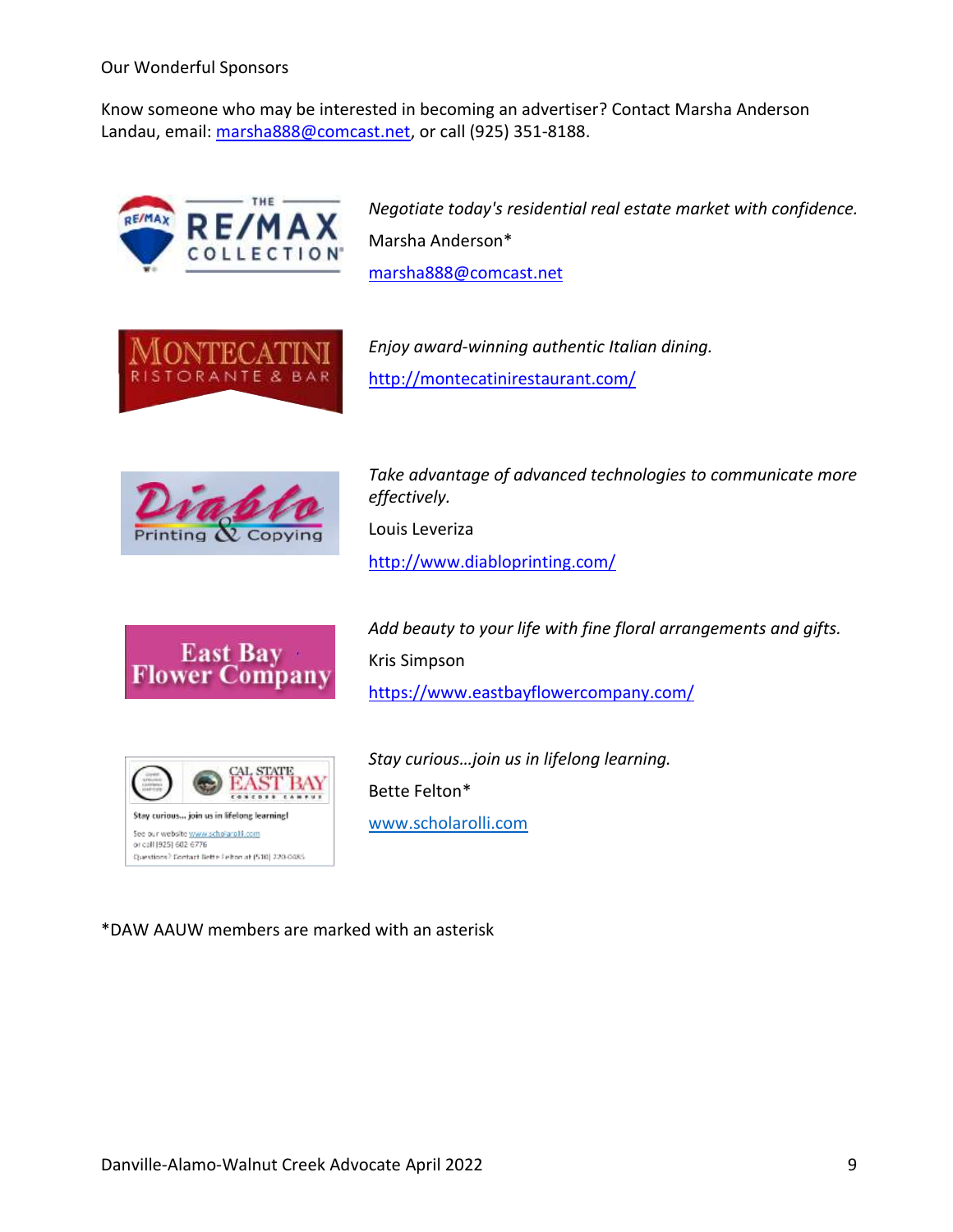Our Wonderful Sponsors

Know someone who may be interested in becoming an advertiser? Contact Marsha Anderson Landau, email: marsha888@comcast.net, or call (925) 351-8188.

*Negotiate today's residential real estate market with confidence.*

Marsha Anderson*

marsha888@comcast.net

*Enjoy award-winning authentic Italian dining.*

http://montecatinirestaurant.com/

*Take advantage of advanced technologies to communicate more effectively.*

Louis Leveriza

http://www.diabloprinting.com/

*Add beauty to your life with fine floral arrangements and gifts.*

Kris Simpson

https://www.eastbayflowercompany.com/

*Stay curious…join us in lifelong learning.*

Bette Felton*

www.scholarolli.com

*DAW AAUW members are marked with an asterisk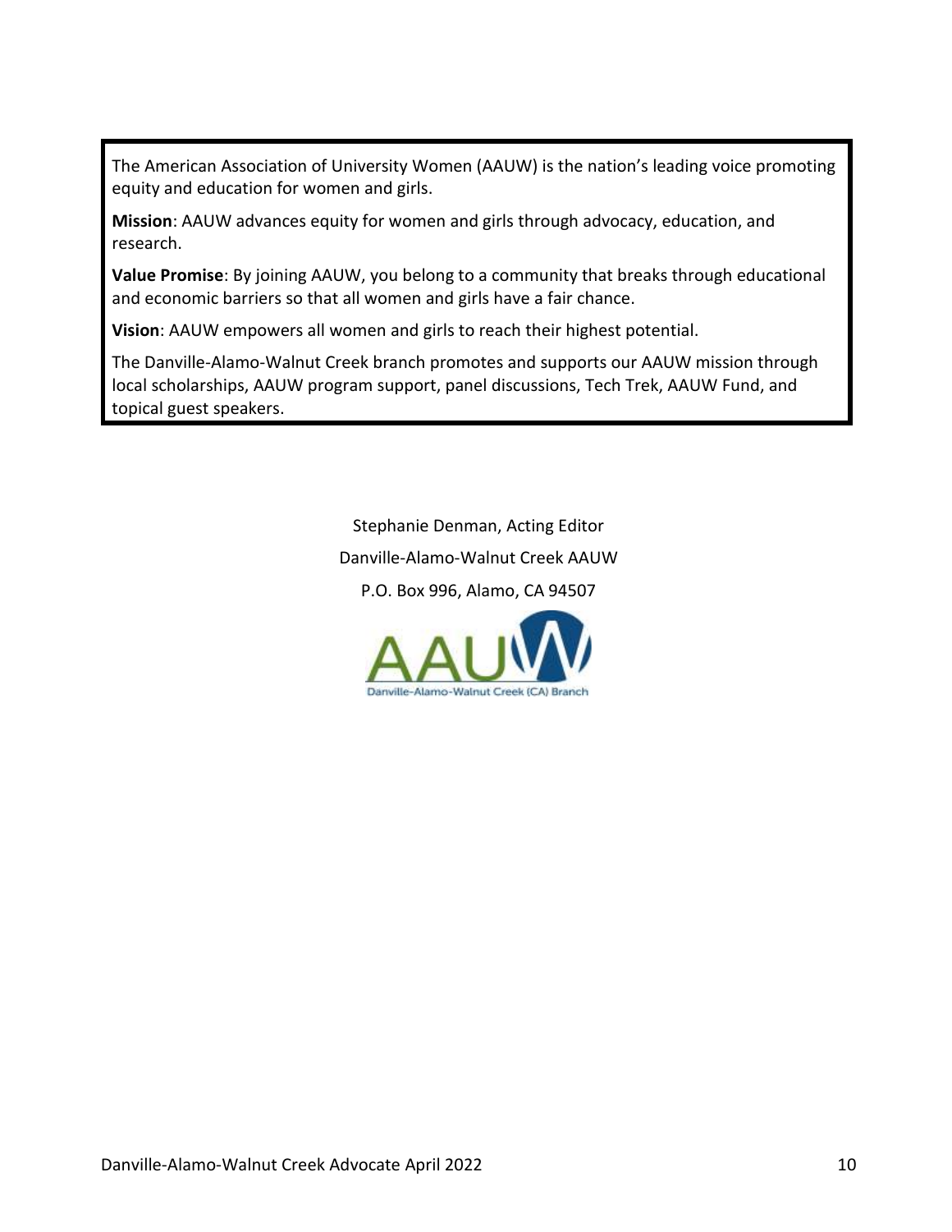The American Association of University Women (AAUW) is the nation's leading voice promoting equity and education for women and girls.

**Mission**: AAUW advances equity for women and girls through advocacy, education, and research.

**Value Promise**: By joining AAUW, you belong to a community that breaks through educational and economic barriers so that all women and girls have a fair chance.

**Vision**: AAUW empowers all women and girls to reach their highest potential.

The Danville-Alamo-Walnut Creek branch promotes and supports our AAUW mission through local scholarships, AAUW program support, panel discussions, Tech Trek, AAUW Fund, and topical guest speakers.

Stephanie Denman, Acting Editor

Danville-Alamo-Walnut Creek AAUW

P.O. Box 996, Alamo, CA 94507

AAUW

Danville-Alamo-Walnut Creek (CA) Branch